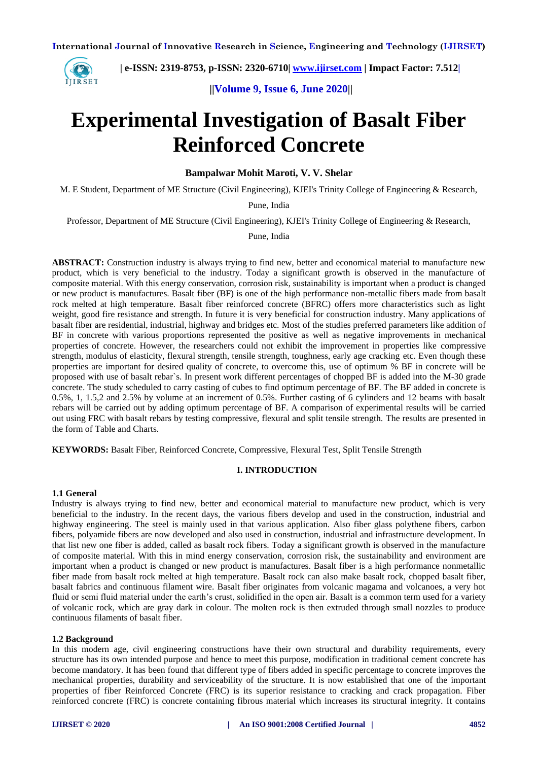# Experimental Investigation of Basalt Fiber Reinforced Concrete

**Bampalwar Mohit Maroti, V. V. Shelar**

M. E Student, Department of ME Structure (Civil Engineering), KJEI's Trinity College of Engineering & Research, Pune, India

Professor, Department of ME Structure (Civil Engineering), KJEI's Trinity College of Engineering & Research, Pune, India

**ABSTRACT:** Construction industry is always trying to find new, better and economical material to manufacture new product, which is very beneficial to the industry. Today a significant growth is observed in the manufacture of composite material. With this energy conservation, corrosion risk, sustainability is important when a product is changed or new product is manufactures. Basalt fiber (BF) is one of the high performance non-metallic fibers made from basalt rock melted at high temperature. Basalt fiber reinforced concrete (BFRC) offers more characteristics such as light weight, good fire resistance and strength. In future it is very beneficial for construction industry. Many applications of basalt fiber are residential, industrial, highway and bridges etc. Most of the studies preferred parameters like addition of BF in concrete with various proportions represented the positive as well as negative improvements in mechanical properties of concrete. However, the researchers could not exhibit the improvement in properties like compressive strength, modulus of elasticity, flexural strength, tensile strength, toughness, early age cracking etc. Even though these properties are important for desired quality of concrete, to overcome this, use of optimum % BF in concrete will be proposed with use of basalt rebar`s. In present work different percentages of chopped BF is added into the M-30 grade concrete. The study scheduled to carry casting of cubes to find optimum percentage of BF. The BF added in concrete is 0.5%, 1, 1.5,2 and 2.5% by volume at an increment of 0.5%. Further casting of 6 cylinders and 12 beams with basalt rebars will be carried out by adding optimum percentage of BF. A comparison of experimental results will be carried out using FRC with basalt rebars by testing compressive, flexural and split tensile strength. The results are presented in the form of Table and Charts.

**KEYWORDS:** Basalt Fiber, Reinforced Concrete, Compressive, Flexural Test, Split Tensile Strength

## I. INTRODUCTION

### 1.1 General

Industry is always trying to find new, better and economical material to manufacture new product, which is very beneficial to the industry. In the recent days, the various fibers develop and used in the construction, industrial and highway engineering. The steel is mainly used in that various application. Also fiber glass polythene fibers, carbon fibers, polyamide fibers are now developed and also used in construction, industrial and infrastructure development. In that list new one fiber is added, called as basalt rock fibers. Today a significant growth is observed in the manufacture of composite material. With this in mind energy conservation, corrosion risk, the sustainability and environment are important when a product is changed or new product is manufactures. Basalt fiber is a high performance nonmetallic fiber made from basalt rock melted at high temperature. Basalt rock can also make basalt rock, chopped basalt fiber, basalt fabrics and continuous filament wire. Basalt fiber originates from volcanic magama and volcanoes, a very hot fluid or semi fluid material under the earth's crust, solidified in the open air. Basalt is a common term used for a variety of volcanic rock, which are gray dark in colour. The molten rock is then extruded through small nozzles to produce continuous filaments of basalt fiber.

### 1.2 Background

In this modern age, civil engineering constructions have their own structural and durability requirements, every structure has its own intended purpose and hence to meet this purpose, modification in traditional cement concrete has become mandatory. It has been found that different type of fibers added in specific percentage to concrete improves the mechanical properties, durability and serviceability of the structure. It is now established that one of the important properties of fiber Reinforced Concrete (FRC) is its superior resistance to cracking and crack propagation. Fiber reinforced concrete (FRC) is concrete containing fibrous material which increases its structural integrity. It contains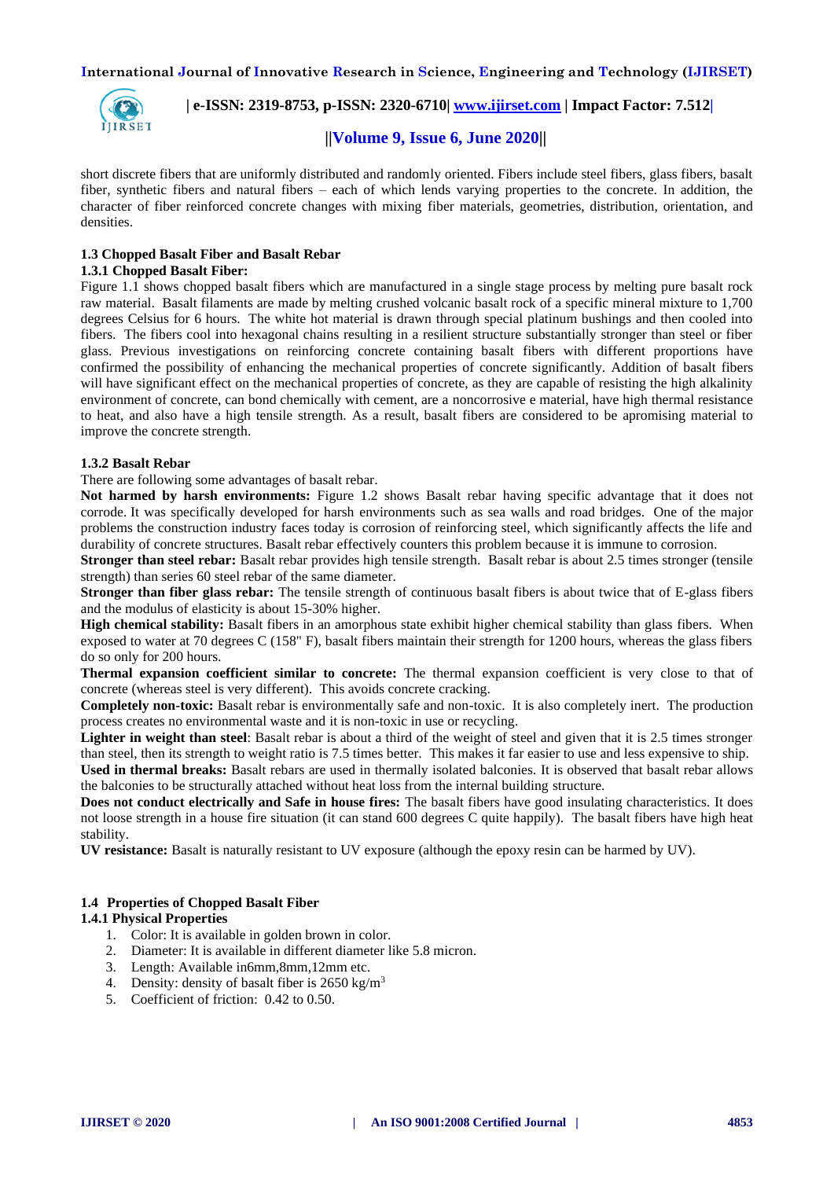short discrete fibers that are uniformly distributed and randomly oriented. Fibers include steel fibers, glass fibers, basalt fiber, synthetic fibers and natural fibers – each of which lends varying properties to the concrete. In addition, the character of fiber reinforced concrete changes with mixing fiber materials, geometries, distribution, orientation, and densities.

### 1.3 Chopped Basalt Fiber and Basalt Rebar

#### 1.3.1 Chopped Basalt Fiber:

Figure 1.1 shows chopped basalt fibers which are manufactured in a single stage process by melting pure basalt rock raw material. Basalt filaments are made by melting crushed volcanic basalt rock of a specific mineral mixture to 1,700 degrees Celsius for 6 hours. The white hot material is drawn through special platinum bushings and then cooled into fibers. The fibers cool into hexagonal chains resulting in a resilient structure substantially stronger than steel or fiber glass. Previous investigations on reinforcing concrete containing basalt fibers with different proportions have confirmed the possibility of enhancing the mechanical properties of concrete significantly. Addition of basalt fibers will have significant effect on the mechanical properties of concrete, as they are capable of resisting the high alkalinity environment of concrete, can bond chemically with cement, are a noncorrosive e material, have high thermal resistance to heat, and also have a high tensile strength. As a result, basalt fibers are considered to be apromising material to improve the concrete strength.

#### 1.3.2 Basalt Rebar

There are following some advantages of basalt rebar.

**Not harmed by harsh environments:** Figure 1.2 shows Basalt rebar having specific advantage that it does not corrode. It was specifically developed for harsh environments such as sea walls and road bridges. One of the major problems the construction industry faces today is corrosion of reinforcing steel, which significantly affects the life and durability of concrete structures. Basalt rebar effectively counters this problem because it is immune to corrosion.

**Stronger than steel rebar:** Basalt rebar provides high tensile strength. Basalt rebar is about 2.5 times stronger (tensile strength) than series 60 steel rebar of the same diameter.

**Stronger than fiber glass rebar:** The tensile strength of continuous basalt fibers is about twice that of E-glass fibers and the modulus of elasticity is about 15-30% higher.

**High chemical stability:** Basalt fibers in an amorphous state exhibit higher chemical stability than glass fibers. When exposed to water at 70 degrees C (158" F), basalt fibers maintain their strength for 1200 hours, whereas the glass fibers do so only for 200 hours.

**Thermal expansion coefficient similar to concrete:** The thermal expansion coefficient is very close to that of concrete (whereas steel is very different). This avoids concrete cracking.

**Completely non-toxic:** Basalt rebar is environmentally safe and non-toxic. It is also completely inert. The production process creates no environmental waste and it is non-toxic in use or recycling.

**Lighter in weight than steel**: Basalt rebar is about a third of the weight of steel and given that it is 2.5 times stronger than steel, then its strength to weight ratio is 7.5 times better. This makes it far easier to use and less expensive to ship.

**Used in thermal breaks:** Basalt rebars are used in thermally isolated balconies. It is observed that basalt rebar allows the balconies to be structurally attached without heat loss from the internal building structure.

**Does not conduct electrically and Safe in house fires:** The basalt fibers have good insulating characteristics. It does not loose strength in a house fire situation (it can stand 600 degrees C quite happily). The basalt fibers have high heat stability.

**UV resistance:** Basalt is naturally resistant to UV exposure (although the epoxy resin can be harmed by UV).

### 1.4 Properties of Chopped Basalt Fiber

#### 1.4.1 Physical Properties

1. Color: It is available in golden brown in color.
2. Diameter: It is available in different diameter like 5.8 micron.
3. Length: Available in6mm,8mm,12mm etc.
4. Density: density of basalt fiber is 2650 kg/m$^3$
5. Coefficient of friction: 0.42 to 0.50.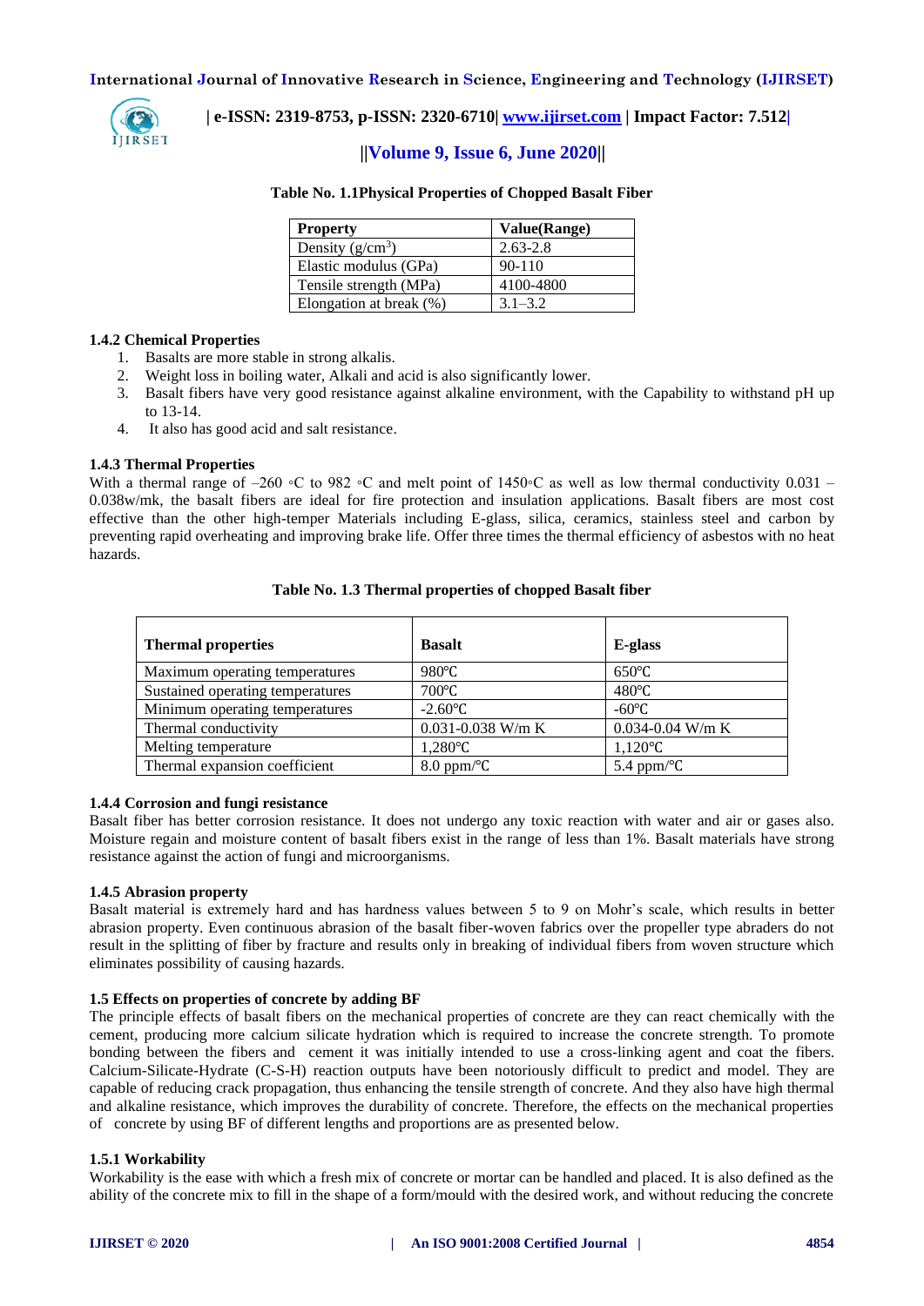**Table No. 1.1Physical Properties of Chopped Basalt Fiber**

| Property | Value(Range) |
|---|---|
| Density ($g/cm^3$) | 2.63-2.8 |
| Elastic modulus (GPa) | 90-110 |
| Tensile strength (MPa) | 4100-4800 |
| Elongation at break (%) | 3.1–3.2 |

### 1.4.2 Chemical Properties

1. Basalts are more stable in strong alkalis.
2. Weight loss in boiling water, Alkali and acid is also significantly lower.
3. Basalt fibers have very good resistance against alkaline environment, with the Capability to withstand pH up to 13-14.
4. It also has good acid and salt resistance.

### 1.4.3 Thermal Properties

With a thermal range of –260 ◦C to 982 ◦C and melt point of 1450◦C as well as low thermal conductivity 0.031 – 0.038w/mk, the basalt fibers are ideal for fire protection and insulation applications. Basalt fibers are most cost effective than the other high-temper Materials including E-glass, silica, ceramics, stainless steel and carbon by preventing rapid overheating and improving brake life. Offer three times the thermal efficiency of asbestos with no heat hazards.

**Table No. 1.3 Thermal properties of chopped Basalt fiber**

| Thermal properties | Basalt | E-glass |
|---|---|---|
| Maximum operating temperatures | 980℃ | 650℃ |
| Sustained operating temperatures | 700℃ | 480℃ |
| Minimum operating temperatures | -2.60℃ | -60℃ |
| Thermal conductivity | 0.031-0.038 W/m K | 0.034-0.04 W/m K |
| Melting temperature | 1,280℃ | 1,120℃ |
| Thermal expansion coefficient | 8.0 ppm/℃ | 5.4 ppm/℃ |

### 1.4.4 Corrosion and fungi resistance

Basalt fiber has better corrosion resistance. It does not undergo any toxic reaction with water and air or gases also. Moisture regain and moisture content of basalt fibers exist in the range of less than 1%. Basalt materials have strong resistance against the action of fungi and microorganisms.

### 1.4.5 Abrasion property

Basalt material is extremely hard and has hardness values between 5 to 9 on Mohr's scale, which results in better abrasion property. Even continuous abrasion of the basalt fiber-woven fabrics over the propeller type abraders do not result in the splitting of fiber by fracture and results only in breaking of individual fibers from woven structure which eliminates possibility of causing hazards.

### 1.5 Effects on properties of concrete by adding BF

The principle effects of basalt fibers on the mechanical properties of concrete are they can react chemically with the cement, producing more calcium silicate hydration which is required to increase the concrete strength. To promote bonding between the fibers and cement it was initially intended to use a cross-linking agent and coat the fibers. Calcium-Silicate-Hydrate (C-S-H) reaction outputs have been notoriously difficult to predict and model. They are capable of reducing crack propagation, thus enhancing the tensile strength of concrete. And they also have high thermal and alkaline resistance, which improves the durability of concrete. Therefore, the effects on the mechanical properties of concrete by using BF of different lengths and proportions are as presented below.

### 1.5.1 Workability

Workability is the ease with which a fresh mix of concrete or mortar can be handled and placed. It is also defined as the ability of the concrete mix to fill in the shape of a form/mould with the desired work, and without reducing the concrete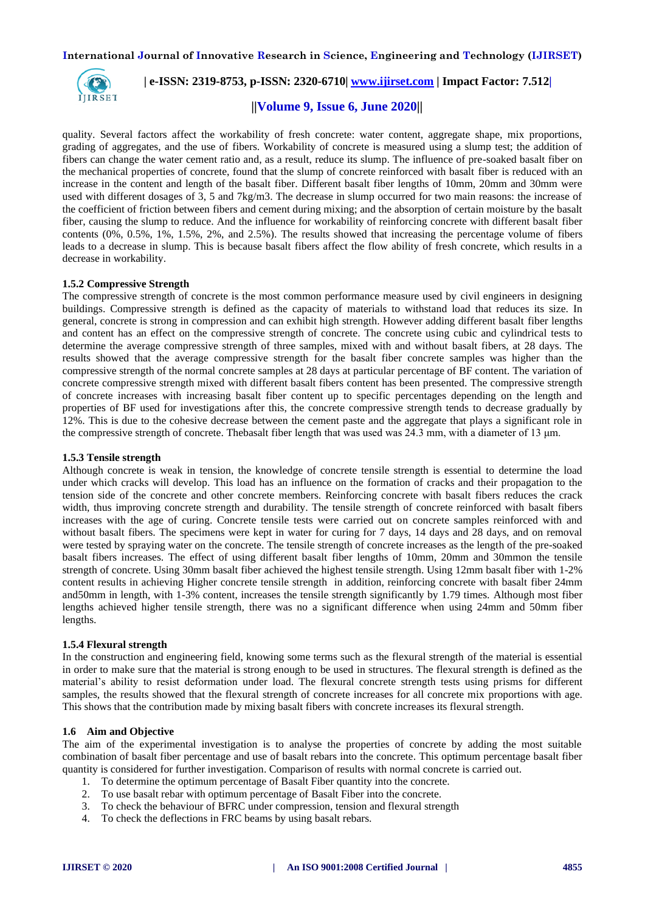quality. Several factors affect the workability of fresh concrete: water content, aggregate shape, mix proportions, grading of aggregates, and the use of fibers. Workability of concrete is measured using a slump test; the addition of fibers can change the water cement ratio and, as a result, reduce its slump. The influence of pre-soaked basalt fiber on the mechanical properties of concrete, found that the slump of concrete reinforced with basalt fiber is reduced with an increase in the content and length of the basalt fiber. Different basalt fiber lengths of 10mm, 20mm and 30mm were used with different dosages of 3, 5 and 7kg/m3. The decrease in slump occurred for two main reasons: the increase of the coefficient of friction between fibers and cement during mixing; and the absorption of certain moisture by the basalt fiber, causing the slump to reduce. And the influence for workability of reinforcing concrete with different basalt fiber contents (0%, 0.5%, 1%, 1.5%, 2%, and 2.5%). The results showed that increasing the percentage volume of fibers leads to a decrease in slump. This is because basalt fibers affect the flow ability of fresh concrete, which results in a decrease in workability.

### 1.5.2 Compressive Strength

The compressive strength of concrete is the most common performance measure used by civil engineers in designing buildings. Compressive strength is defined as the capacity of materials to withstand load that reduces its size. In general, concrete is strong in compression and can exhibit high strength. However adding different basalt fiber lengths and content has an effect on the compressive strength of concrete. The concrete using cubic and cylindrical tests to determine the average compressive strength of three samples, mixed with and without basalt fibers, at 28 days. The results showed that the average compressive strength for the basalt fiber concrete samples was higher than the compressive strength of the normal concrete samples at 28 days at particular percentage of BF content. The variation of concrete compressive strength mixed with different basalt fibers content has been presented. The compressive strength of concrete increases with increasing basalt fiber content up to specific percentages depending on the length and properties of BF used for investigations after this, the concrete compressive strength tends to decrease gradually by 12%. This is due to the cohesive decrease between the cement paste and the aggregate that plays a significant role in the compressive strength of concrete. Thebasalt fiber length that was used was 24.3 mm, with a diameter of 13 μm.

### 1.5.3 Tensile strength

Although concrete is weak in tension, the knowledge of concrete tensile strength is essential to determine the load under which cracks will develop. This load has an influence on the formation of cracks and their propagation to the tension side of the concrete and other concrete members. Reinforcing concrete with basalt fibers reduces the crack width, thus improving concrete strength and durability. The tensile strength of concrete reinforced with basalt fibers increases with the age of curing. Concrete tensile tests were carried out on concrete samples reinforced with and without basalt fibers. The specimens were kept in water for curing for 7 days, 14 days and 28 days, and on removal were tested by spraying water on the concrete. The tensile strength of concrete increases as the length of the pre-soaked basalt fibers increases. The effect of using different basalt fiber lengths of 10mm, 20mm and 30mmon the tensile strength of concrete. Using 30mm basalt fiber achieved the highest tensile strength. Using 12mm basalt fiber with 1-2% content results in achieving Higher concrete tensile strength in addition, reinforcing concrete with basalt fiber 24mm and50mm in length, with 1-3% content, increases the tensile strength significantly by 1.79 times. Although most fiber lengths achieved higher tensile strength, there was no a significant difference when using 24mm and 50mm fiber lengths.

### 1.5.4 Flexural strength

In the construction and engineering field, knowing some terms such as the flexural strength of the material is essential in order to make sure that the material is strong enough to be used in structures. The flexural strength is defined as the material's ability to resist deformation under load. The flexural concrete strength tests using prisms for different samples, the results showed that the flexural strength of concrete increases for all concrete mix proportions with age. This shows that the contribution made by mixing basalt fibers with concrete increases its flexural strength.

## 1.6 Aim and Objective

The aim of the experimental investigation is to analyse the properties of concrete by adding the most suitable combination of basalt fiber percentage and use of basalt rebars into the concrete. This optimum percentage basalt fiber quantity is considered for further investigation. Comparison of results with normal concrete is carried out.

1. To determine the optimum percentage of Basalt Fiber quantity into the concrete.
2. To use basalt rebar with optimum percentage of Basalt Fiber into the concrete.
3. To check the behaviour of BFRC under compression, tension and flexural strength
4. To check the deflections in FRC beams by using basalt rebars.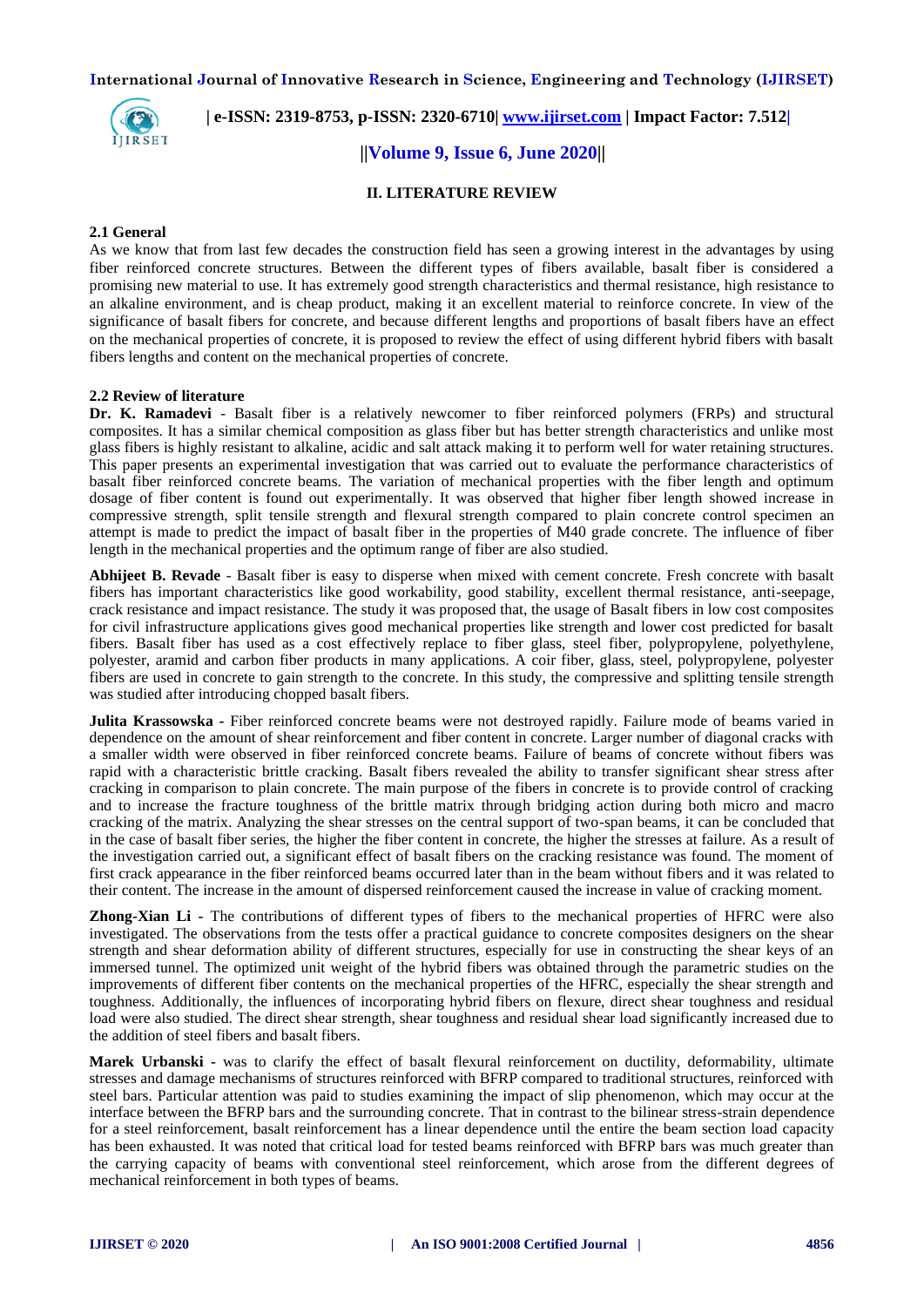## II. LITERATURE REVIEW

### 2.1 General

As we know that from last few decades the construction field has seen a growing interest in the advantages by using fiber reinforced concrete structures. Between the different types of fibers available, basalt fiber is considered a promising new material to use. It has extremely good strength characteristics and thermal resistance, high resistance to an alkaline environment, and is cheap product, making it an excellent material to reinforce concrete. In view of the significance of basalt fibers for concrete, and because different lengths and proportions of basalt fibers have an effect on the mechanical properties of concrete, it is proposed to review the effect of using different hybrid fibers with basalt fibers lengths and content on the mechanical properties of concrete.

### 2.2 Review of literature

**Dr. K. Ramadevi** - Basalt fiber is a relatively newcomer to fiber reinforced polymers (FRPs) and structural composites. It has a similar chemical composition as glass fiber but has better strength characteristics and unlike most glass fibers is highly resistant to alkaline, acidic and salt attack making it to perform well for water retaining structures. This paper presents an experimental investigation that was carried out to evaluate the performance characteristics of basalt fiber reinforced concrete beams. The variation of mechanical properties with the fiber length and optimum dosage of fiber content is found out experimentally. It was observed that higher fiber length showed increase in compressive strength, split tensile strength and flexural strength compared to plain concrete control specimen an attempt is made to predict the impact of basalt fiber in the properties of M40 grade concrete. The influence of fiber length in the mechanical properties and the optimum range of fiber are also studied.

**Abhijeet B. Revade** - Basalt fiber is easy to disperse when mixed with cement concrete. Fresh concrete with basalt fibers has important characteristics like good workability, good stability, excellent thermal resistance, anti-seepage, crack resistance and impact resistance. The study it was proposed that, the usage of Basalt fibers in low cost composites for civil infrastructure applications gives good mechanical properties like strength and lower cost predicted for basalt fibers. Basalt fiber has used as a cost effectively replace to fiber glass, steel fiber, polypropylene, polyethylene, polyester, aramid and carbon fiber products in many applications. A coir fiber, glass, steel, polypropylene, polyester fibers are used in concrete to gain strength to the concrete. In this study, the compressive and splitting tensile strength was studied after introducing chopped basalt fibers.

**Julita Krassowska** - Fiber reinforced concrete beams were not destroyed rapidly. Failure mode of beams varied in dependence on the amount of shear reinforcement and fiber content in concrete. Larger number of diagonal cracks with a smaller width were observed in fiber reinforced concrete beams. Failure of beams of concrete without fibers was rapid with a characteristic brittle cracking. Basalt fibers revealed the ability to transfer significant shear stress after cracking in comparison to plain concrete. The main purpose of the fibers in concrete is to provide control of cracking and to increase the fracture toughness of the brittle matrix through bridging action during both micro and macro cracking of the matrix. Analyzing the shear stresses on the central support of two-span beams, it can be concluded that in the case of basalt fiber series, the higher the fiber content in concrete, the higher the stresses at failure. As a result of the investigation carried out, a significant effect of basalt fibers on the cracking resistance was found. The moment of first crack appearance in the fiber reinforced beams occurred later than in the beam without fibers and it was related to their content. The increase in the amount of dispersed reinforcement caused the increase in value of cracking moment.

**Zhong-Xian Li** - The contributions of different types of fibers to the mechanical properties of HFRC were also investigated. The observations from the tests offer a practical guidance to concrete composites designers on the shear strength and shear deformation ability of different structures, especially for use in constructing the shear keys of an immersed tunnel. The optimized unit weight of the hybrid fibers was obtained through the parametric studies on the improvements of different fiber contents on the mechanical properties of the HFRC, especially the shear strength and toughness. Additionally, the influences of incorporating hybrid fibers on flexure, direct shear toughness and residual load were also studied. The direct shear strength, shear toughness and residual shear load significantly increased due to the addition of steel fibers and basalt fibers.

**Marek Urbanski** - was to clarify the effect of basalt flexural reinforcement on ductility, deformability, ultimate stresses and damage mechanisms of structures reinforced with BFRP compared to traditional structures, reinforced with steel bars. Particular attention was paid to studies examining the impact of slip phenomenon, which may occur at the interface between the BFRP bars and the surrounding concrete. That in contrast to the bilinear stress-strain dependence for a steel reinforcement, basalt reinforcement has a linear dependence until the entire the beam section load capacity has been exhausted. It was noted that critical load for tested beams reinforced with BFRP bars was much greater than the carrying capacity of beams with conventional steel reinforcement, which arose from the different degrees of mechanical reinforcement in both types of beams.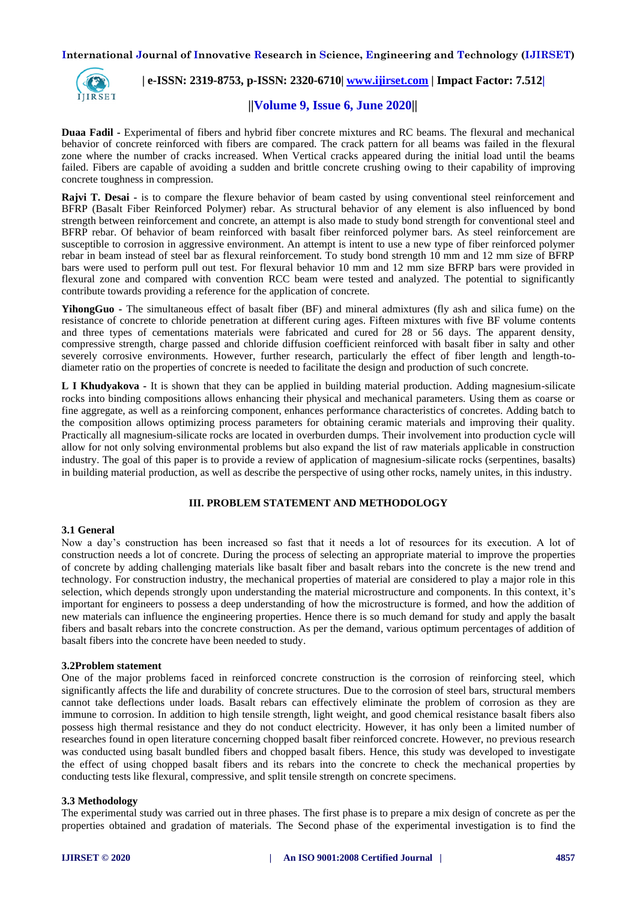**Duaa Fadil -** Experimental of fibers and hybrid fiber concrete mixtures and RC beams. The flexural and mechanical behavior of concrete reinforced with fibers are compared. The crack pattern for all beams was failed in the flexural zone where the number of cracks increased. When Vertical cracks appeared during the initial load until the beams failed. Fibers are capable of avoiding a sudden and brittle concrete crushing owing to their capability of improving concrete toughness in compression.

**Rajvi T. Desai -** is to compare the flexure behavior of beam casted by using conventional steel reinforcement and BFRP (Basalt Fiber Reinforced Polymer) rebar. As structural behavior of any element is also influenced by bond strength between reinforcement and concrete, an attempt is also made to study bond strength for conventional steel and BFRP rebar. Of behavior of beam reinforced with basalt fiber reinforced polymer bars. As steel reinforcement are susceptible to corrosion in aggressive environment. An attempt is intent to use a new type of fiber reinforced polymer rebar in beam instead of steel bar as flexural reinforcement. To study bond strength 10 mm and 12 mm size of BFRP bars were used to perform pull out test. For flexural behavior 10 mm and 12 mm size BFRP bars were provided in flexural zone and compared with convention RCC beam were tested and analyzed. The potential to significantly contribute towards providing a reference for the application of concrete.

**YihongGuo -** The simultaneous effect of basalt fiber (BF) and mineral admixtures (fly ash and silica fume) on the resistance of concrete to chloride penetration at different curing ages. Fifteen mixtures with five BF volume contents and three types of cementations materials were fabricated and cured for 28 or 56 days. The apparent density, compressive strength, charge passed and chloride diffusion coefficient reinforced with basalt fiber in salty and other severely corrosive environments. However, further research, particularly the effect of fiber length and length-to-diameter ratio on the properties of concrete is needed to facilitate the design and production of such concrete.

**L I Khudyakova -** It is shown that they can be applied in building material production. Adding magnesium-silicate rocks into binding compositions allows enhancing their physical and mechanical parameters. Using them as coarse or fine aggregate, as well as a reinforcing component, enhances performance characteristics of concretes. Adding batch to the composition allows optimizing process parameters for obtaining ceramic materials and improving their quality. Practically all magnesium-silicate rocks are located in overburden dumps. Their involvement into production cycle will allow for not only solving environmental problems but also expand the list of raw materials applicable in construction industry. The goal of this paper is to provide a review of application of magnesium-silicate rocks (serpentines, basalts) in building material production, as well as describe the perspective of using other rocks, namely unites, in this industry.

## III. PROBLEM STATEMENT AND METHODOLOGY

### 3.1 General

Now a day's construction has been increased so fast that it needs a lot of resources for its execution. A lot of construction needs a lot of concrete. During the process of selecting an appropriate material to improve the properties of concrete by adding challenging materials like basalt fiber and basalt rebars into the concrete is the new trend and technology. For construction industry, the mechanical properties of material are considered to play a major role in this selection, which depends strongly upon understanding the material microstructure and components. In this context, it's important for engineers to possess a deep understanding of how the microstructure is formed, and how the addition of new materials can influence the engineering properties. Hence there is so much demand for study and apply the basalt fibers and basalt rebars into the concrete construction. As per the demand, various optimum percentages of addition of basalt fibers into the concrete have been needed to study.

### 3.2Problem statement

One of the major problems faced in reinforced concrete construction is the corrosion of reinforcing steel, which significantly affects the life and durability of concrete structures. Due to the corrosion of steel bars, structural members cannot take deflections under loads. Basalt rebars can effectively eliminate the problem of corrosion as they are immune to corrosion. In addition to high tensile strength, light weight, and good chemical resistance basalt fibers also possess high thermal resistance and they do not conduct electricity. However, it has only been a limited number of researches found in open literature concerning chopped basalt fiber reinforced concrete. However, no previous research was conducted using basalt bundled fibers and chopped basalt fibers. Hence, this study was developed to investigate the effect of using chopped basalt fibers and its rebars into the concrete to check the mechanical properties by conducting tests like flexural, compressive, and split tensile strength on concrete specimens.

### 3.3 Methodology

The experimental study was carried out in three phases. The first phase is to prepare a mix design of concrete as per the properties obtained and gradation of materials. The Second phase of the experimental investigation is to find the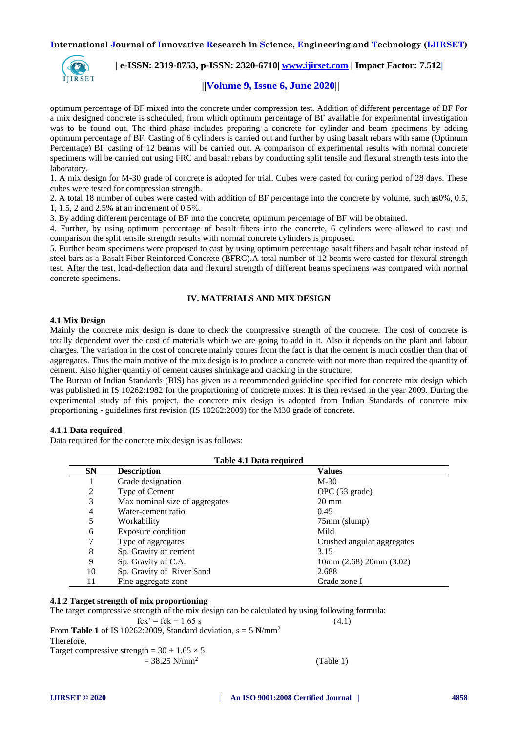optimum percentage of BF mixed into the concrete under compression test. Addition of different percentage of BF For a mix designed concrete is scheduled, from which optimum percentage of BF available for experimental investigation was to be found out. The third phase includes preparing a concrete for cylinder and beam specimens by adding optimum percentage of BF. Casting of 6 cylinders is carried out and further by using basalt rebars with same (Optimum Percentage) BF casting of 12 beams will be carried out. A comparison of experimental results with normal concrete specimens will be carried out using FRC and basalt rebars by conducting split tensile and flexural strength tests into the laboratory.

1. A mix design for M-30 grade of concrete is adopted for trial. Cubes were casted for curing period of 28 days. These cubes were tested for compression strength.
2. A total 18 number of cubes were casted with addition of BF percentage into the concrete by volume, such as0%, 0.5, 1, 1.5, 2 and 2.5% at an increment of 0.5%.
3. By adding different percentage of BF into the concrete, optimum percentage of BF will be obtained.
4. Further, by using optimum percentage of basalt fibers into the concrete, 6 cylinders were allowed to cast and comparison the split tensile strength results with normal concrete cylinders is proposed.
5. Further beam specimens were proposed to cast by using optimum percentage basalt fibers and basalt rebar instead of steel bars as a Basalt Fiber Reinforced Concrete (BFRC).A total number of 12 beams were casted for flexural strength test. After the test, load-deflection data and flexural strength of different beams specimens was compared with normal concrete specimens.

## IV. MATERIALS AND MIX DESIGN

### 4.1 Mix Design

Mainly the concrete mix design is done to check the compressive strength of the concrete. The cost of concrete is totally dependent over the cost of materials which we are going to add in it. Also it depends on the plant and labour charges. The variation in the cost of concrete mainly comes from the fact is that the cement is much costlier than that of aggregates. Thus the main motive of the mix design is to produce a concrete with not more than required the quantity of cement. Also higher quantity of cement causes shrinkage and cracking in the structure.

The Bureau of Indian Standards (BIS) has given us a recommended guideline specified for concrete mix design which was published in IS 10262:1982 for the proportioning of concrete mixes. It is then revised in the year 2009. During the experimental study of this project, the concrete mix design is adopted from Indian Standards of concrete mix proportioning - guidelines first revision (IS 10262:2009) for the M30 grade of concrete.

#### 4.1.1 Data required

Data required for the concrete mix design is as follows:

**Table 4.1 Data required**

| SN | Description | Values |
|---|---|---|
| 1 | Grade designation | M-30 |
| 2 | Type of Cement | OPC (53 grade) |
| 3 | Max nominal size of aggregates | 20 mm |
| 4 | Water-cement ratio | 0.45 |
| 5 | Workability | 75mm (slump) |
| 6 | Exposure condition | Mild |
| 7 | Type of aggregates | Crushed angular aggregates |
| 8 | Sp. Gravity of cement | 3.15 |
| 9 | Sp. Gravity of C.A. | 10mm (2.68) 20mm (3.02) |
| 10 | Sp. Gravity of River Sand | 2.688 |
| 11 | Fine aggregate zone | Grade zone I |

#### 4.1.2 Target strength of mix proportioning

The target compressive strength of the mix design can be calculated by using following formula:

$$f_{ck}' = f_{ck} + 1.65\,s \qquad (4.1)$$

From **Table 1** of IS 10262:2009, Standard deviation, $s = 5\ N/mm^2$

Therefore,

Target compressive strength $= 30 + 1.65 \times 5$

$= 38.25\ N/mm^2$ (Table 1)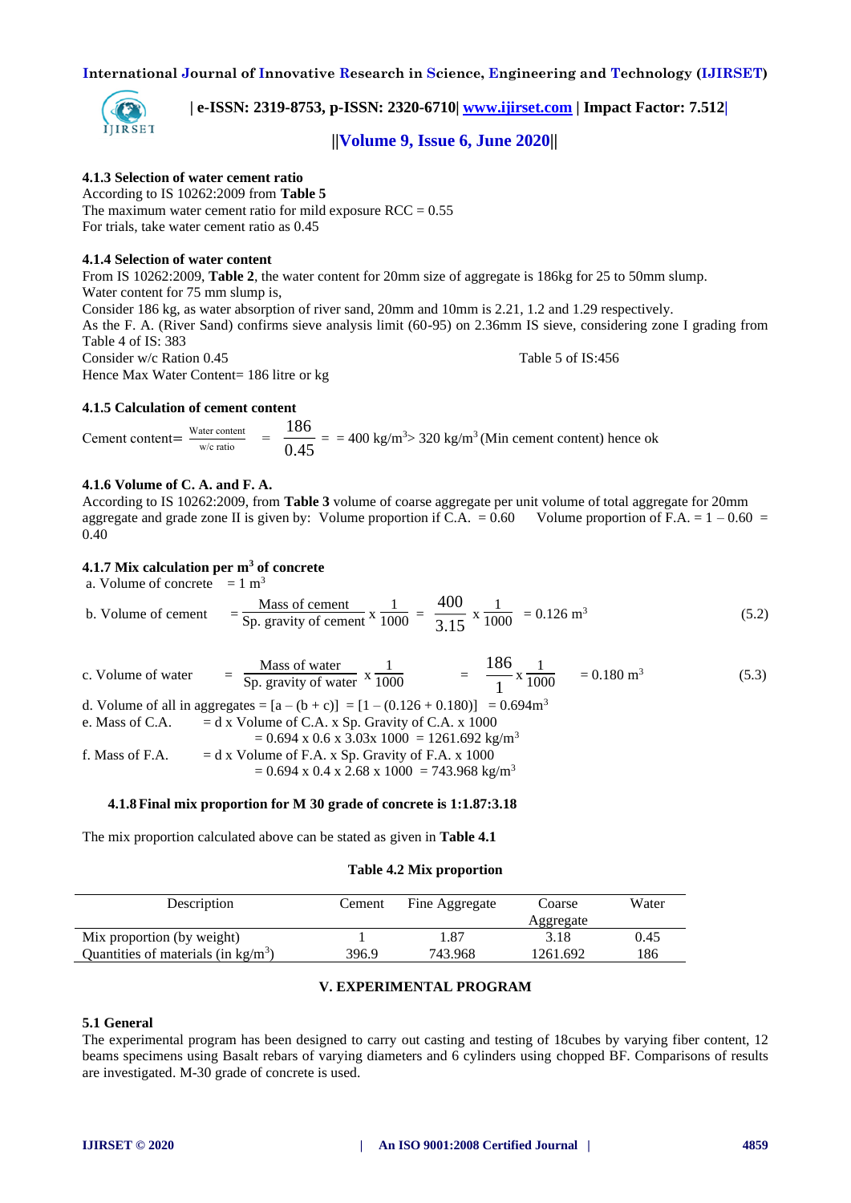#### 4.1.3 Selection of water cement ratio

According to IS 10262:2009 from **Table 5**

The maximum water cement ratio for mild exposure RCC = 0.55

For trials, take water cement ratio as 0.45

#### 4.1.4 Selection of water content

From IS 10262:2009, **Table 2**, the water content for 20mm size of aggregate is 186kg for 25 to 50mm slump.

Water content for 75 mm slump is,

Consider 186 kg, as water absorption of river sand, 20mm and 10mm is 2.21, 1.2 and 1.29 respectively.

As the F. A. (River Sand) confirms sieve analysis limit (60-95) on 2.36mm IS sieve, considering zone I grading from Table 4 of IS: 383

Consider w/c Ration 0.45 Table 5 of IS:456

Hence Max Water Content= 186 litre or kg

#### 4.1.5 Calculation of cement content

Cement content= $\frac{\text{Water content}}{\text{w/c ratio}} = \frac{186}{0.45} =$ = 400 kg/m$^3$> 320 kg/m$^3$ (Min cement content) hence ok

#### 4.1.6 Volume of C. A. and F. A.

According to IS 10262:2009, from **Table 3** volume of coarse aggregate per unit volume of total aggregate for 20mm aggregate and grade zone II is given by: Volume proportion if C.A. = 0.60 Volume proportion of F.A. = 1 – 0.60 = 0.40

#### 4.1.7 Mix calculation per m$^3$ of concrete

a. Volume of concrete = 1 m$^3$

b. Volume of cement $= \frac{\text{Mass of cement}}{\text{Sp. gravity of cement}} \times \frac{1}{1000} = \frac{400}{3.15} \times \frac{1}{1000} = 0.126 \text{ m}^3$ (5.2)

c. Volume of water $= \frac{\text{Mass of water}}{\text{Sp. gravity of water}} \times \frac{1}{1000} = \frac{186}{1} \times \frac{1}{1000} = 0.180 \text{ m}^3$ (5.3)

d. Volume of all in aggregates = [a – (b + c)] = [1 – (0.126 + 0.180)] = 0.694m$^3$

e. Mass of C.A. = d x Volume of C.A. x Sp. Gravity of C.A. x 1000
= 0.694 x 0.6 x 3.03x 1000 = 1261.692 kg/m$^3$

f. Mass of F.A. = d x Volume of F.A. x Sp. Gravity of F.A. x 1000
= 0.694 x 0.4 x 2.68 x 1000 = 743.968 kg/m$^3$

#### 4.1.8 Final mix proportion for M 30 grade of concrete is 1:1.87:3.18

The mix proportion calculated above can be stated as given in **Table 4.1**

**Table 4.2 Mix proportion**

| Description | Cement | Fine Aggregate | Coarse Aggregate | Water |
|---|---|---|---|---|
| Mix proportion (by weight) | 1 | 1.87 | 3.18 | 0.45 |
| Quantities of materials (in kg/m$^3$) | 396.9 | 743.968 | 1261.692 | 186 |

## V. EXPERIMENTAL PROGRAM

### 5.1 General

The experimental program has been designed to carry out casting and testing of 18cubes by varying fiber content, 12 beams specimens using Basalt rebars of varying diameters and 6 cylinders using chopped BF. Comparisons of results are investigated. M-30 grade of concrete is used.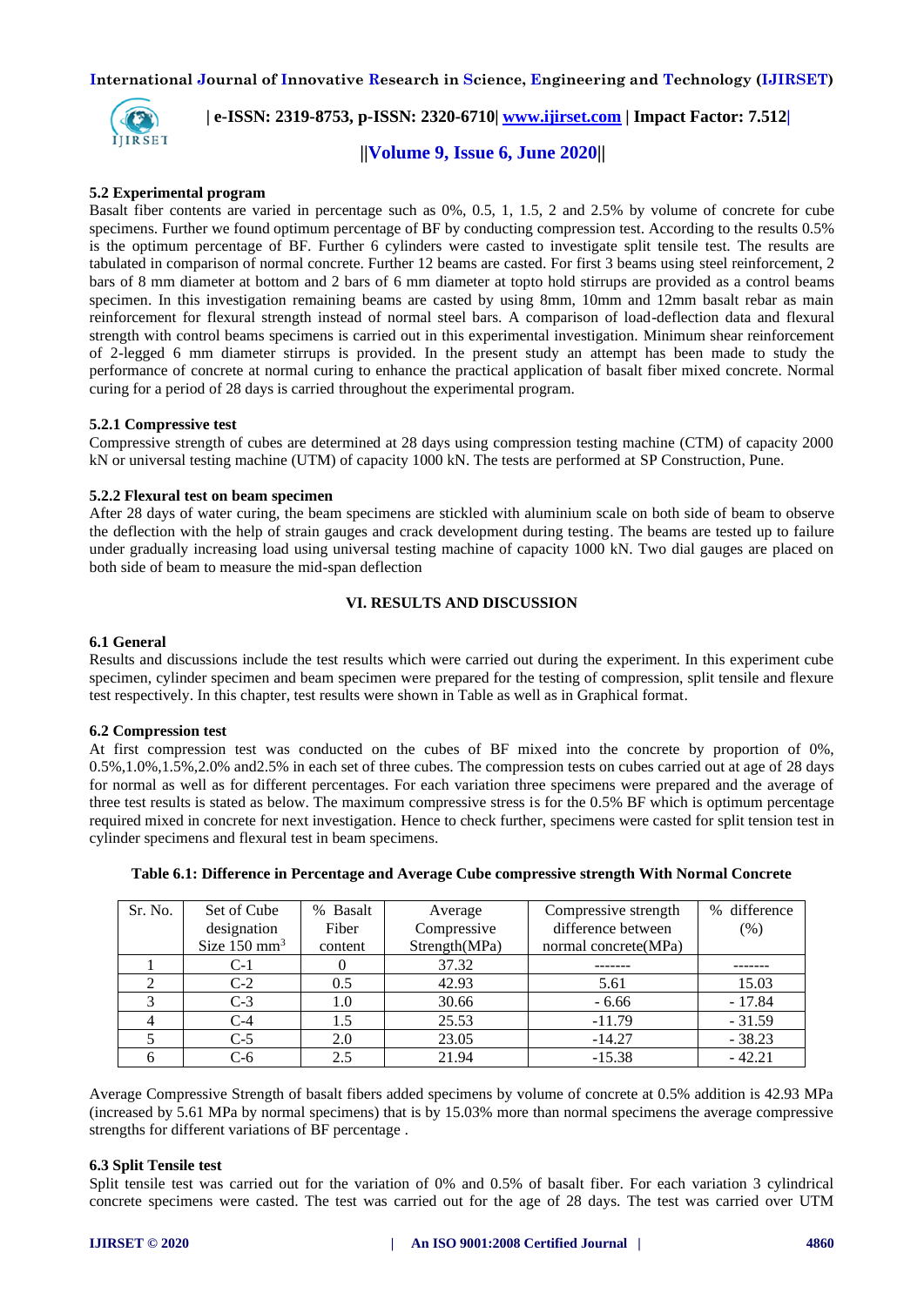### 5.2 Experimental program

Basalt fiber contents are varied in percentage such as 0%, 0.5, 1, 1.5, 2 and 2.5% by volume of concrete for cube specimens. Further we found optimum percentage of BF by conducting compression test. According to the results 0.5% is the optimum percentage of BF. Further 6 cylinders were casted to investigate split tensile test. The results are tabulated in comparison of normal concrete. Further 12 beams are casted. For first 3 beams using steel reinforcement, 2 bars of 8 mm diameter at bottom and 2 bars of 6 mm diameter at topto hold stirrups are provided as a control beams specimen. In this investigation remaining beams are casted by using 8mm, 10mm and 12mm basalt rebar as main reinforcement for flexural strength instead of normal steel bars. A comparison of load-deflection data and flexural strength with control beams specimens is carried out in this experimental investigation. Minimum shear reinforcement of 2-legged 6 mm diameter stirrups is provided. In the present study an attempt has been made to study the performance of concrete at normal curing to enhance the practical application of basalt fiber mixed concrete. Normal curing for a period of 28 days is carried throughout the experimental program.

#### 5.2.1 Compressive test

Compressive strength of cubes are determined at 28 days using compression testing machine (CTM) of capacity 2000 kN or universal testing machine (UTM) of capacity 1000 kN. The tests are performed at SP Construction, Pune.

#### 5.2.2 Flexural test on beam specimen

After 28 days of water curing, the beam specimens are stickled with aluminium scale on both side of beam to observe the deflection with the help of strain gauges and crack development during testing. The beams are tested up to failure under gradually increasing load using universal testing machine of capacity 1000 kN. Two dial gauges are placed on both side of beam to measure the mid-span deflection

## VI. RESULTS AND DISCUSSION

### 6.1 General

Results and discussions include the test results which were carried out during the experiment. In this experiment cube specimen, cylinder specimen and beam specimen were prepared for the testing of compression, split tensile and flexure test respectively. In this chapter, test results were shown in Table as well as in Graphical format.

### 6.2 Compression test

At first compression test was conducted on the cubes of BF mixed into the concrete by proportion of 0%, 0.5%,1.0%,1.5%,2.0% and2.5% in each set of three cubes. The compression tests on cubes carried out at age of 28 days for normal as well as for different percentages. For each variation three specimens were prepared and the average of three test results is stated as below. The maximum compressive stress is for the 0.5% BF which is optimum percentage required mixed in concrete for next investigation. Hence to check further, specimens were casted for split tension test in cylinder specimens and flexural test in beam specimens.

**Table 6.1: Difference in Percentage and Average Cube compressive strength With Normal Concrete**

| Sr. No. | Set of Cube designation Size 150 $mm^3$ | % Basalt Fiber content | Average Compressive Strength(MPa) | Compressive strength difference between normal concrete(MPa) | % difference (%) |
|---|---|---|---|---|---|
| 1 | C-1 | 0 | 37.32 | ------- | ------- |
| 2 | C-2 | 0.5 | 42.93 | 5.61 | 15.03 |
| 3 | C-3 | 1.0 | 30.66 | - 6.66 | - 17.84 |
| 4 | C-4 | 1.5 | 25.53 | -11.79 | - 31.59 |
| 5 | C-5 | 2.0 | 23.05 | -14.27 | - 38.23 |
| 6 | C-6 | 2.5 | 21.94 | -15.38 | - 42.21 |

Average Compressive Strength of basalt fibers added specimens by volume of concrete at 0.5% addition is 42.93 MPa (increased by 5.61 MPa by normal specimens) that is by 15.03% more than normal specimens the average compressive strengths for different variations of BF percentage .

### 6.3 Split Tensile test

Split tensile test was carried out for the variation of 0% and 0.5% of basalt fiber. For each variation 3 cylindrical concrete specimens were casted. The test was carried out for the age of 28 days. The test was carried over UTM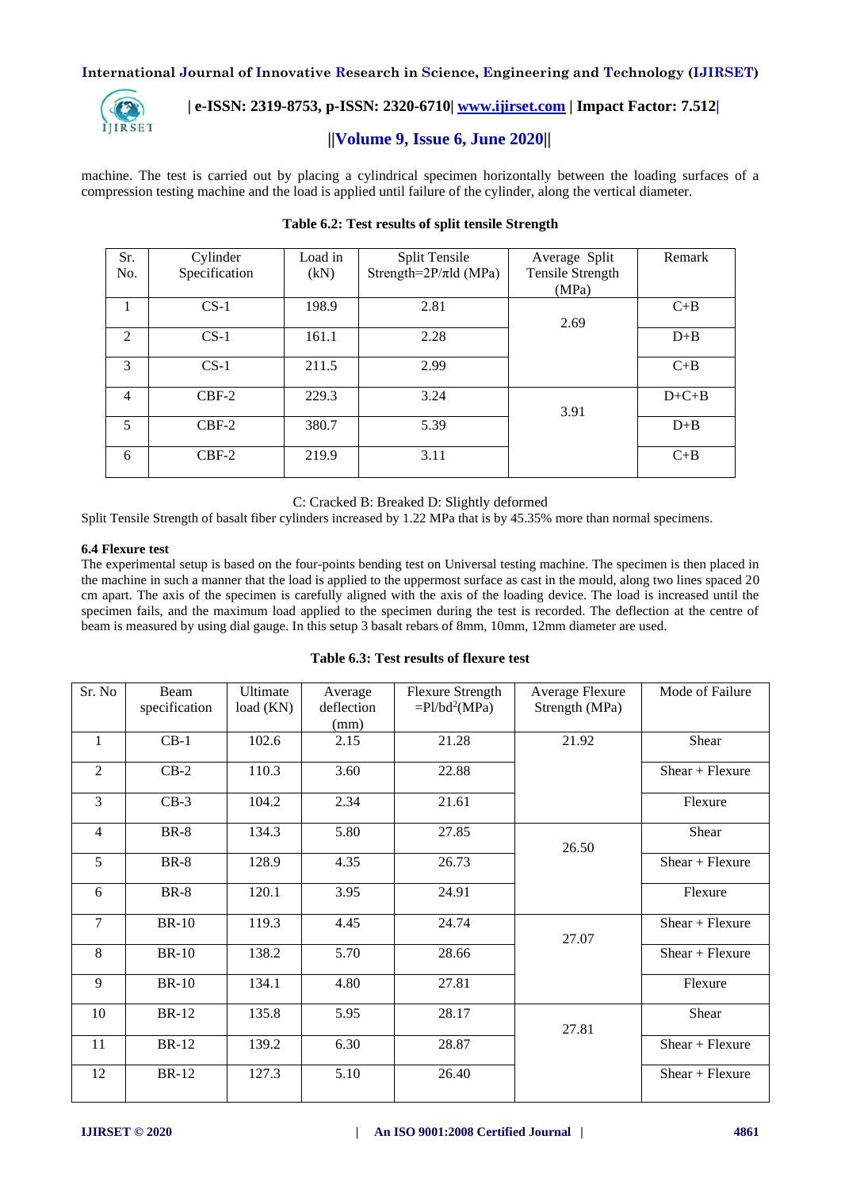machine. The test is carried out by placing a cylindrical specimen horizontally between the loading surfaces of a compression testing machine and the load is applied until failure of the cylinder, along the vertical diameter.

**Table 6.2: Test results of split tensile Strength**

| Sr. No. | Cylinder Specification | Load in (kN) | Split Tensile Strength=2P/πld (MPa) | Average Split Tensile Strength (MPa) | Remark |
|---|---|---|---|---|---|
| 1 | CS-1 | 198.9 | 2.81 | 2.69 | C+B |
| 2 | CS-1 | 161.1 | 2.28 | | D+B |
| 3 | CS-1 | 211.5 | 2.99 | | C+B |
| 4 | CBF-2 | 229.3 | 3.24 | 3.91 | D+C+B |
| 5 | CBF-2 | 380.7 | 5.39 | | D+B |
| 6 | CBF-2 | 219.9 | 3.11 | | C+B |

C: Cracked B: Breaked D: Slightly deformed

Split Tensile Strength of basalt fiber cylinders increased by 1.22 MPa that is by 45.35% more than normal specimens.

**6.4 Flexure test**

The experimental setup is based on the four-points bending test on Universal testing machine. The specimen is then placed in the machine in such a manner that the load is applied to the uppermost surface as cast in the mould, along two lines spaced 20 cm apart. The axis of the specimen is carefully aligned with the axis of the loading device. The load is increased until the specimen fails, and the maximum load applied to the specimen during the test is recorded. The deflection at the centre of beam is measured by using dial gauge. In this setup 3 basalt rebars of 8mm, 10mm, 12mm diameter are used.

**Table 6.3: Test results of flexure test**

| Sr. No | Beam specification | Ultimate load (KN) | Average deflection (mm) | Flexure Strength =$Pl/bd^2$(MPa) | Average Flexure Strength (MPa) | Mode of Failure |
|---|---|---|---|---|---|---|
| 1 | CB-1 | 102.6 | 2.15 | 21.28 | 21.92 | Shear |
| 2 | CB-2 | 110.3 | 3.60 | 22.88 | | Shear + Flexure |
| 3 | CB-3 | 104.2 | 2.34 | 21.61 | | Flexure |
| 4 | BR-8 | 134.3 | 5.80 | 27.85 | 26.50 | Shear |
| 5 | BR-8 | 128.9 | 4.35 | 26.73 | | Shear + Flexure |
| 6 | BR-8 | 120.1 | 3.95 | 24.91 | | Flexure |
| 7 | BR-10 | 119.3 | 4.45 | 24.74 | 27.07 | Shear + Flexure |
| 8 | BR-10 | 138.2 | 5.70 | 28.66 | | Shear + Flexure |
| 9 | BR-10 | 134.1 | 4.80 | 27.81 | | Flexure |
| 10 | BR-12 | 135.8 | 5.95 | 28.17 | 27.81 | Shear |
| 11 | BR-12 | 139.2 | 6.30 | 28.87 | | Shear + Flexure |
| 12 | BR-12 | 127.3 | 5.10 | 26.40 | | Shear + Flexure |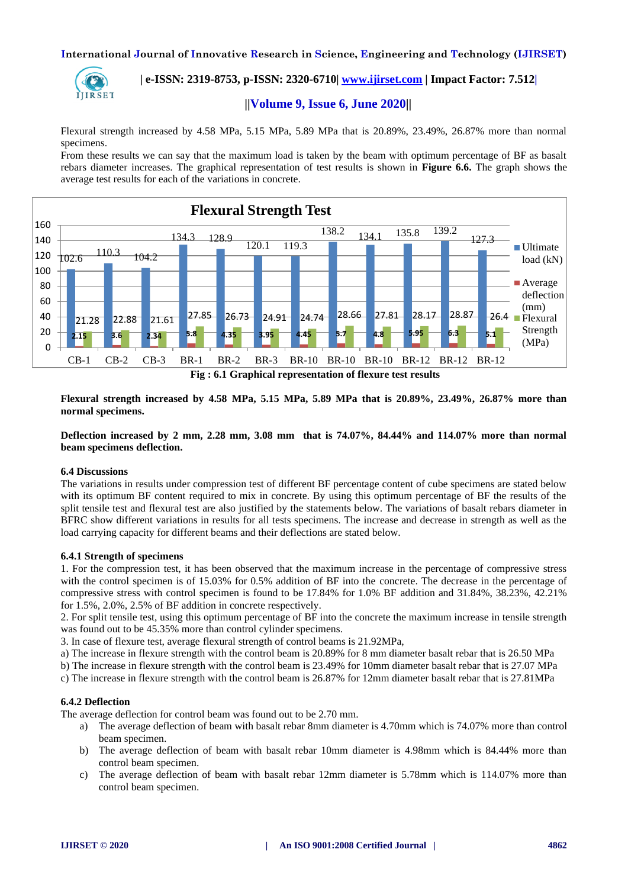Flexural strength increased by 4.58 MPa, 5.15 MPa, 5.89 MPa that is 20.89%, 23.49%, 26.87% more than normal specimens.

From these results we can say that the maximum load is taken by the beam with optimum percentage of BF as basalt rebars diameter increases. The graphical representation of test results is shown in **Figure 6.6.** The graph shows the average test results for each of the variations in concrete.

**Fig : 6.1 Graphical representation of flexure test results**

**Flexural strength increased by 4.58 MPa, 5.15 MPa, 5.89 MPa that is 20.89%, 23.49%, 26.87% more than normal specimens.**

**Deflection increased by 2 mm, 2.28 mm, 3.08 mm that is 74.07%, 84.44% and 114.07% more than normal beam specimens deflection.**

### 6.4 Discussions

The variations in results under compression test of different BF percentage content of cube specimens are stated below with its optimum BF content required to mix in concrete. By using this optimum percentage of BF the results of the split tensile test and flexural test are also justified by the statements below. The variations of basalt rebars diameter in BFRC show different variations in results for all tests specimens. The increase and decrease in strength as well as the load carrying capacity for different beams and their deflections are stated below.

#### 6.4.1 Strength of specimens

1. For the compression test, it has been observed that the maximum increase in the percentage of compressive stress with the control specimen is of 15.03% for 0.5% addition of BF into the concrete. The decrease in the percentage of compressive stress with control specimen is found to be 17.84% for 1.0% BF addition and 31.84%, 38.23%, 42.21% for 1.5%, 2.0%, 2.5% of BF addition in concrete respectively.
2. For split tensile test, using this optimum percentage of BF into the concrete the maximum increase in tensile strength was found out to be 45.35% more than control cylinder specimens.
3. In case of flexure test, average flexural strength of control beams is 21.92MPa,

a) The increase in flexure strength with the control beam is 20.89% for 8 mm diameter basalt rebar that is 26.50 MPa

b) The increase in flexure strength with the control beam is 23.49% for 10mm diameter basalt rebar that is 27.07 MPa

c) The increase in flexure strength with the control beam is 26.87% for 12mm diameter basalt rebar that is 27.81MPa

#### 6.4.2 Deflection

The average deflection for control beam was found out to be 2.70 mm.

a) The average deflection of beam with basalt rebar 8mm diameter is 4.70mm which is 74.07% more than control beam specimen.

b) The average deflection of beam with basalt rebar 10mm diameter is 4.98mm which is 84.44% more than control beam specimen.

c) The average deflection of beam with basalt rebar 12mm diameter is 5.78mm which is 114.07% more than control beam specimen.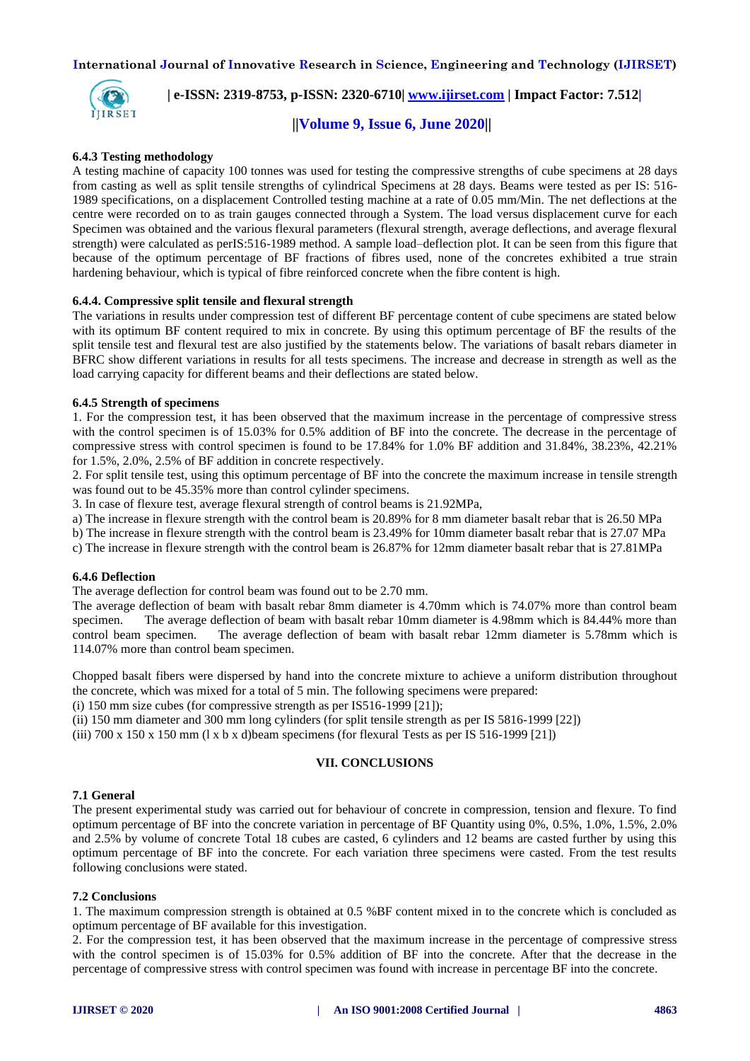### 6.4.3 Testing methodology

A testing machine of capacity 100 tonnes was used for testing the compressive strengths of cube specimens at 28 days from casting as well as split tensile strengths of cylindrical Specimens at 28 days. Beams were tested as per IS: 516-1989 specifications, on a displacement Controlled testing machine at a rate of 0.05 mm/Min. The net deflections at the centre were recorded on to as train gauges connected through a System. The load versus displacement curve for each Specimen was obtained and the various flexural parameters (flexural strength, average deflections, and average flexural strength) were calculated as perIS:516-1989 method. A sample load–deflection plot. It can be seen from this figure that because of the optimum percentage of BF fractions of fibres used, none of the concretes exhibited a true strain hardening behaviour, which is typical of fibre reinforced concrete when the fibre content is high.

### 6.4.4. Compressive split tensile and flexural strength

The variations in results under compression test of different BF percentage content of cube specimens are stated below with its optimum BF content required to mix in concrete. By using this optimum percentage of BF the results of the split tensile test and flexural test are also justified by the statements below. The variations of basalt rebars diameter in BFRC show different variations in results for all tests specimens. The increase and decrease in strength as well as the load carrying capacity for different beams and their deflections are stated below.

### 6.4.5 Strength of specimens

1. For the compression test, it has been observed that the maximum increase in the percentage of compressive stress with the control specimen is of 15.03% for 0.5% addition of BF into the concrete. The decrease in the percentage of compressive stress with control specimen is found to be 17.84% for 1.0% BF addition and 31.84%, 38.23%, 42.21% for 1.5%, 2.0%, 2.5% of BF addition in concrete respectively.
2. For split tensile test, using this optimum percentage of BF into the concrete the maximum increase in tensile strength was found out to be 45.35% more than control cylinder specimens.
3. In case of flexure test, average flexural strength of control beams is 21.92MPa,

a) The increase in flexure strength with the control beam is 20.89% for 8 mm diameter basalt rebar that is 26.50 MPa
b) The increase in flexure strength with the control beam is 23.49% for 10mm diameter basalt rebar that is 27.07 MPa
c) The increase in flexure strength with the control beam is 26.87% for 12mm diameter basalt rebar that is 27.81MPa

### 6.4.6 Deflection

The average deflection for control beam was found out to be 2.70 mm.

The average deflection of beam with basalt rebar 8mm diameter is 4.70mm which is 74.07% more than control beam specimen. The average deflection of beam with basalt rebar 10mm diameter is 4.98mm which is 84.44% more than control beam specimen. The average deflection of beam with basalt rebar 12mm diameter is 5.78mm which is 114.07% more than control beam specimen.

Chopped basalt fibers were dispersed by hand into the concrete mixture to achieve a uniform distribution throughout the concrete, which was mixed for a total of 5 min. The following specimens were prepared:

(i) 150 mm size cubes (for compressive strength as per IS516-1999 [21]);
(ii) 150 mm diameter and 300 mm long cylinders (for split tensile strength as per IS 5816-1999 [22])
(iii) 700 x 150 x 150 mm (l x b x d)beam specimens (for flexural Tests as per IS 516-1999 [21])

## VII. CONCLUSIONS

### 7.1 General

The present experimental study was carried out for behaviour of concrete in compression, tension and flexure. To find optimum percentage of BF into the concrete variation in percentage of BF Quantity using 0%, 0.5%, 1.0%, 1.5%, 2.0% and 2.5% by volume of concrete Total 18 cubes are casted, 6 cylinders and 12 beams are casted further by using this optimum percentage of BF into the concrete. For each variation three specimens were casted. From the test results following conclusions were stated.

### 7.2 Conclusions

1. The maximum compression strength is obtained at 0.5 %BF content mixed in to the concrete which is concluded as optimum percentage of BF available for this investigation.
2. For the compression test, it has been observed that the maximum increase in the percentage of compressive stress with the control specimen is of 15.03% for 0.5% addition of BF into the concrete. After that the decrease in the percentage of compressive stress with control specimen was found with increase in percentage BF into the concrete.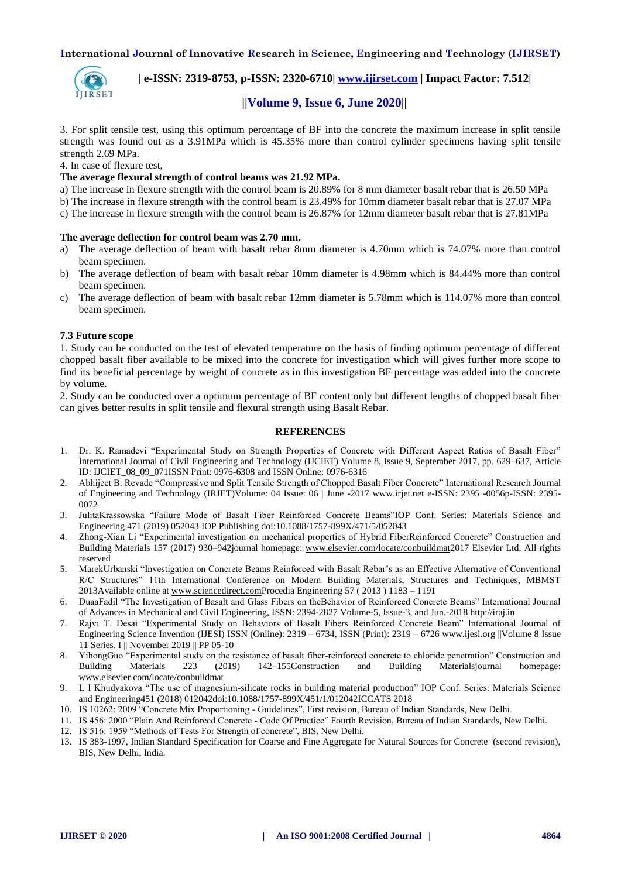3. For split tensile test, using this optimum percentage of BF into the concrete the maximum increase in split tensile strength was found out as a 3.91MPa which is 45.35% more than control cylinder specimens having split tensile strength 2.69 MPa.

4. In case of flexure test,

**The average flexural strength of control beams was 21.92 MPa.**

a) The increase in flexure strength with the control beam is 20.89% for 8 mm diameter basalt rebar that is 26.50 MPa
b) The increase in flexure strength with the control beam is 23.49% for 10mm diameter basalt rebar that is 27.07 MPa
c) The increase in flexure strength with the control beam is 26.87% for 12mm diameter basalt rebar that is 27.81MPa

**The average deflection for control beam was 2.70 mm.**

a) The average deflection of beam with basalt rebar 8mm diameter is 4.70mm which is 74.07% more than control beam specimen.
b) The average deflection of beam with basalt rebar 10mm diameter is 4.98mm which is 84.44% more than control beam specimen.
c) The average deflection of beam with basalt rebar 12mm diameter is 5.78mm which is 114.07% more than control beam specimen.

### 7.3 Future scope

1. Study can be conducted on the test of elevated temperature on the basis of finding optimum percentage of different chopped basalt fiber available to be mixed into the concrete for investigation which will gives further more scope to find its beneficial percentage by weight of concrete as in this investigation BF percentage was added into the concrete by volume.

2. Study can be conducted over a optimum percentage of BF content only but different lengths of chopped basalt fiber can gives better results in split tensile and flexural strength using Basalt Rebar.

## REFERENCES

1. Dr. K. Ramadevi "Experimental Study on Strength Properties of Concrete with Different Aspect Ratios of Basalt Fiber" International Journal of Civil Engineering and Technology (IJCIET) Volume 8, Issue 9, September 2017, pp. 629–637, Article ID: IJCIET_08_09_071ISSN Print: 0976-6308 and ISSN Online: 0976-6316
2. Abhijeet B. Revade "Compressive and Split Tensile Strength of Chopped Basalt Fiber Concrete" International Research Journal of Engineering and Technology (IRJET)Volume: 04 Issue: 06 | June -2017 www.irjet.net e-ISSN: 2395 -0056p-ISSN: 2395-0072
3. JulitaKrassowska "Failure Mode of Basalt Fiber Reinforced Concrete Beams"IOP Conf. Series: Materials Science and Engineering 471 (2019) 052043 IOP Publishing doi:10.1088/1757-899X/471/5/052043
4. Zhong-Xian Li "Experimental investigation on mechanical properties of Hybrid FiberReinforced Concrete" Construction and Building Materials 157 (2017) 930–942journal homepage: www.elsevier.com/locate/conbuildmat2017 Elsevier Ltd. All rights reserved
5. MarekUrbanski "Investigation on Concrete Beams Reinforced with Basalt Rebar's as an Effective Alternative of Conventional R/C Structures" 11th International Conference on Modern Building Materials, Structures and Techniques, MBMST 2013Available online at www.sciencedirect.comProcedia Engineering 57 ( 2013 ) 1183 – 1191
6. DuaaFadil "The Investigation of Basalt and Glass Fibers on theBehavior of Reinforced Concrete Beams" International Journal of Advances in Mechanical and Civil Engineering, ISSN: 2394-2827 Volume-5, Issue-3, and Jun.-2018 http://iraj.in
7. Rajvi T. Desai "Experimental Study on Behaviors of Basalt Fibers Reinforced Concrete Beam" International Journal of Engineering Science Invention (IJESI) ISSN (Online): 2319 – 6734, ISSN (Print): 2319 – 6726 www.ijesi.org ||Volume 8 Issue 11 Series. I || November 2019 || PP 05-10
8. YihongGuo "Experimental study on the resistance of basalt fiber-reinforced concrete to chloride penetration" Construction and Building Materials 223 (2019) 142–155Construction and Building Materialsjournal homepage: www.elsevier.com/locate/conbuildmat
9. L I Khudyakova "The use of magnesium-silicate rocks in building material production" IOP Conf. Series: Materials Science and Engineering451 (2018) 012042doi:10.1088/1757-899X/451/1/012042ICCATS 2018
10. IS 10262: 2009 "Concrete Mix Proportioning - Guidelines", First revision, Bureau of Indian Standards, New Delhi.
11. IS 456: 2000 "Plain And Reinforced Concrete - Code Of Practice" Fourth Revision, Bureau of Indian Standards, New Delhi.
12. IS 516: 1959 "Methods of Tests For Strength of concrete", BIS, New Delhi.
13. IS 383-1997, Indian Standard Specification for Coarse and Fine Aggregate for Natural Sources for Concrete (second revision), BIS, New Delhi, India.